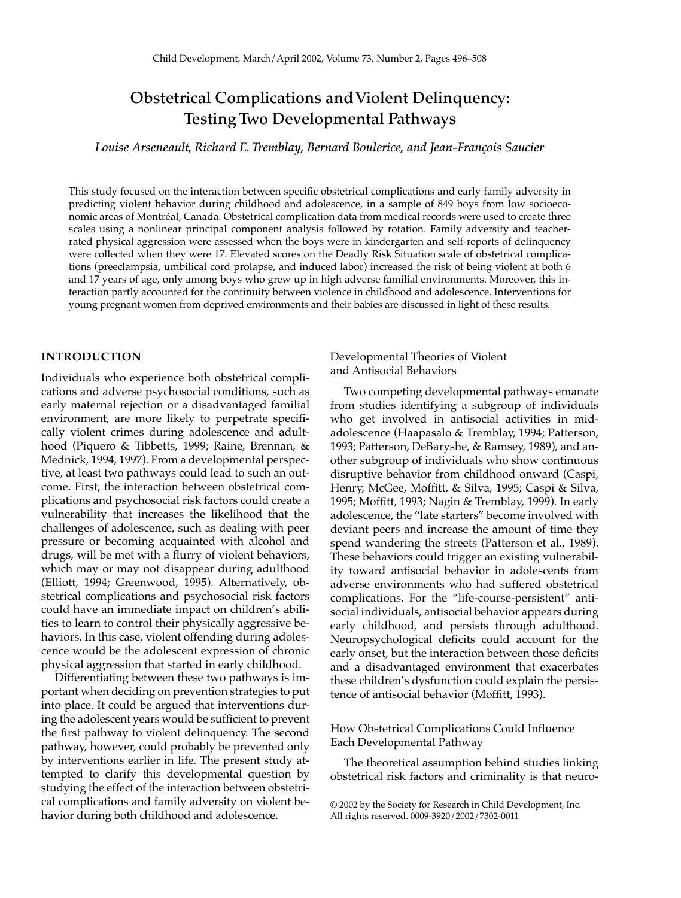# Obstetrical Complications and Violent Delinquency: Testing Two Developmental Pathways

*Louise Arseneault, Richard E. Tremblay, Bernard Boulerice, and Jean-François Saucier*

This study focused on the interaction between specific obstetrical complications and early family adversity in predicting violent behavior during childhood and adolescence, in a sample of 849 boys from low socioeconomic areas of Montréal, Canada. Obstetrical complication data from medical records were used to create three scales using a nonlinear principal component analysis followed by rotation. Family adversity and teacher-rated physical aggression were assessed when the boys were in kindergarten and self-reports of delinquency were collected when they were 17. Elevated scores on the Deadly Risk Situation scale of obstetrical complications (preeclampsia, umbilical cord prolapse, and induced labor) increased the risk of being violent at both 6 and 17 years of age, only among boys who grew up in high adverse familial environments. Moreover, this interaction partly accounted for the continuity between violence in childhood and adolescence. Interventions for young pregnant women from deprived environments and their babies are discussed in light of these results.

## INTRODUCTION

Individuals who experience both obstetrical complications and adverse psychosocial conditions, such as early maternal rejection or a disadvantaged familial environment, are more likely to perpetrate specifically violent crimes during adolescence and adulthood (Piquero & Tibbetts, 1999; Raine, Brennan, & Mednick, 1994, 1997). From a developmental perspective, at least two pathways could lead to such an outcome. First, the interaction between obstetrical complications and psychosocial risk factors could create a vulnerability that increases the likelihood that the challenges of adolescence, such as dealing with peer pressure or becoming acquainted with alcohol and drugs, will be met with a flurry of violent behaviors, which may or may not disappear during adulthood (Elliott, 1994; Greenwood, 1995). Alternatively, obstetrical complications and psychosocial risk factors could have an immediate impact on children's abilities to learn to control their physically aggressive behaviors. In this case, violent offending during adolescence would be the adolescent expression of chronic physical aggression that started in early childhood.

Differentiating between these two pathways is important when deciding on prevention strategies to put into place. It could be argued that interventions during the adolescent years would be sufficient to prevent the first pathway to violent delinquency. The second pathway, however, could probably be prevented only by interventions earlier in life. The present study attempted to clarify this developmental question by studying the effect of the interaction between obstetrical complications and family adversity on violent behavior during both childhood and adolescence.

### Developmental Theories of Violent and Antisocial Behaviors

Two competing developmental pathways emanate from studies identifying a subgroup of individuals who get involved in antisocial activities in mid-adolescence (Haapasalo & Tremblay, 1994; Patterson, 1993; Patterson, DeBaryshe, & Ramsey, 1989), and another subgroup of individuals who show continuous disruptive behavior from childhood onward (Caspi, Henry, McGee, Moffitt, & Silva, 1995; Caspi & Silva, 1995; Moffitt, 1993; Nagin & Tremblay, 1999). In early adolescence, the "late starters" become involved with deviant peers and increase the amount of time they spend wandering the streets (Patterson et al., 1989). These behaviors could trigger an existing vulnerability toward antisocial behavior in adolescents from adverse environments who had suffered obstetrical complications. For the "life-course-persistent" antisocial individuals, antisocial behavior appears during early childhood, and persists through adulthood. Neuropsychological deficits could account for the early onset, but the interaction between those deficits and a disadvantaged environment that exacerbates these children's dysfunction could explain the persistence of antisocial behavior (Moffitt, 1993).

### How Obstetrical Complications Could Influence Each Developmental Pathway

The theoretical assumption behind studies linking obstetrical risk factors and criminality is that neuro-

© 2002 by the Society for Research in Child Development, Inc.
All rights reserved. 0009-3920/2002/7302-0011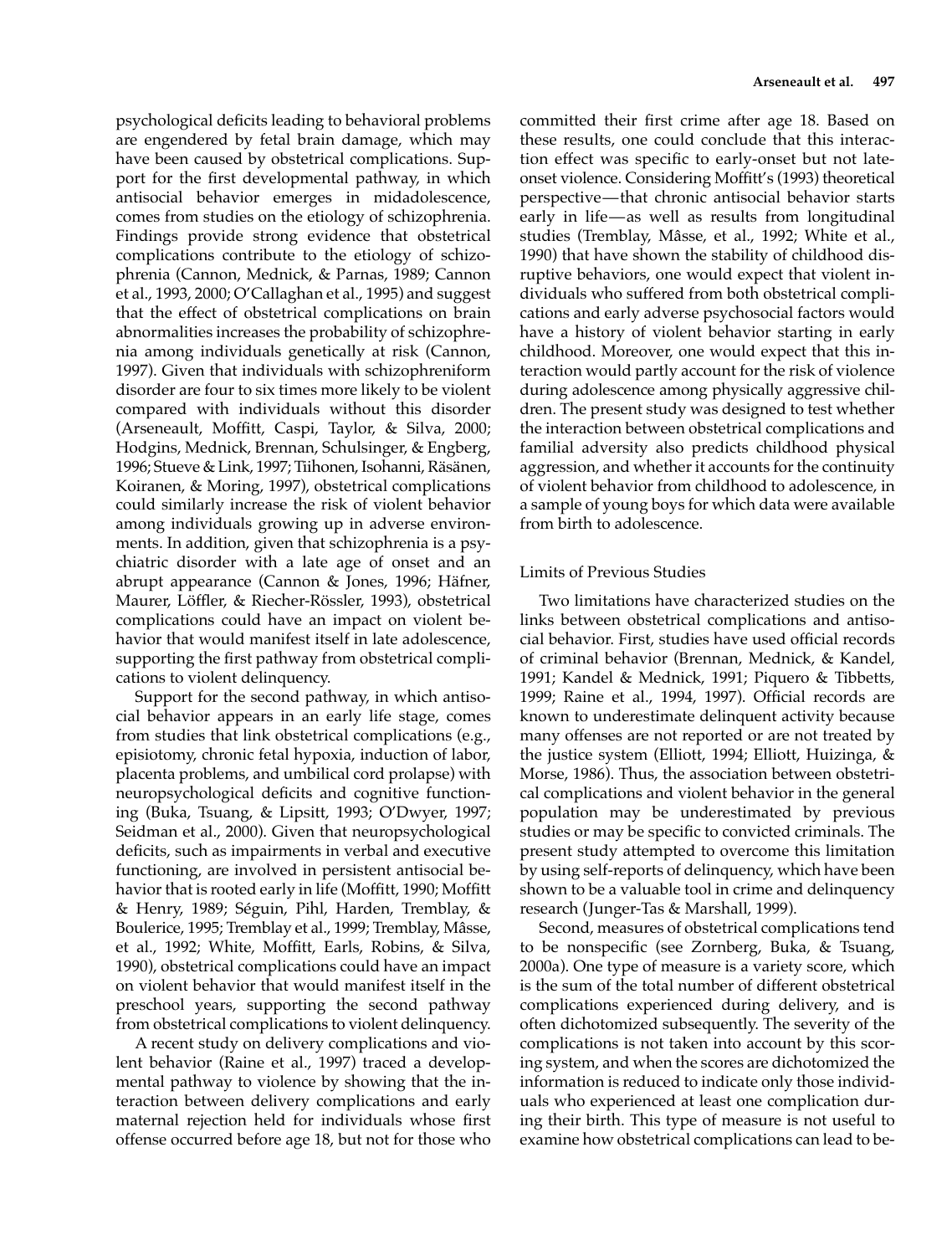psychological deficits leading to behavioral problems are engendered by fetal brain damage, which may have been caused by obstetrical complications. Support for the first developmental pathway, in which antisocial behavior emerges in midadolescence, comes from studies on the etiology of schizophrenia. Findings provide strong evidence that obstetrical complications contribute to the etiology of schizophrenia (Cannon, Mednick, & Parnas, 1989; Cannon et al., 1993, 2000; O'Callaghan et al., 1995) and suggest that the effect of obstetrical complications on brain abnormalities increases the probability of schizophrenia among individuals genetically at risk (Cannon, 1997). Given that individuals with schizophreniform disorder are four to six times more likely to be violent compared with individuals without this disorder (Arseneault, Moffitt, Caspi, Taylor, & Silva, 2000; Hodgins, Mednick, Brennan, Schulsinger, & Engberg, 1996; Stueve & Link, 1997; Tiihonen, Isohanni, Räsänen, Koiranen, & Moring, 1997), obstetrical complications could similarly increase the risk of violent behavior among individuals growing up in adverse environments. In addition, given that schizophrenia is a psychiatric disorder with a late age of onset and an abrupt appearance (Cannon & Jones, 1996; Häfner, Maurer, Löffler, & Riecher-Rössler, 1993), obstetrical complications could have an impact on violent behavior that would manifest itself in late adolescence, supporting the first pathway from obstetrical complications to violent delinquency.

Support for the second pathway, in which antisocial behavior appears in an early life stage, comes from studies that link obstetrical complications (e.g., episiotomy, chronic fetal hypoxia, induction of labor, placenta problems, and umbilical cord prolapse) with neuropsychological deficits and cognitive functioning (Buka, Tsuang, & Lipsitt, 1993; O'Dwyer, 1997; Seidman et al., 2000). Given that neuropsychological deficits, such as impairments in verbal and executive functioning, are involved in persistent antisocial behavior that is rooted early in life (Moffitt, 1990; Moffitt & Henry, 1989; Séguin, Pihl, Harden, Tremblay, & Boulerice, 1995; Tremblay et al., 1999; Tremblay, Mâsse, et al., 1992; White, Moffitt, Earls, Robins, & Silva, 1990), obstetrical complications could have an impact on violent behavior that would manifest itself in the preschool years, supporting the second pathway from obstetrical complications to violent delinquency.

A recent study on delivery complications and violent behavior (Raine et al., 1997) traced a developmental pathway to violence by showing that the interaction between delivery complications and early maternal rejection held for individuals whose first offense occurred before age 18, but not for those who committed their first crime after age 18. Based on these results, one could conclude that this interaction effect was specific to early-onset but not late-onset violence. Considering Moffitt's (1993) theoretical perspective—that chronic antisocial behavior starts early in life—as well as results from longitudinal studies (Tremblay, Mâsse, et al., 1992; White et al., 1990) that have shown the stability of childhood disruptive behaviors, one would expect that violent individuals who suffered from both obstetrical complications and early adverse psychosocial factors would have a history of violent behavior starting in early childhood. Moreover, one would expect that this interaction would partly account for the risk of violence during adolescence among physically aggressive children. The present study was designed to test whether the interaction between obstetrical complications and familial adversity also predicts childhood physical aggression, and whether it accounts for the continuity of violent behavior from childhood to adolescence, in a sample of young boys for which data were available from birth to adolescence.

## Limits of Previous Studies

Two limitations have characterized studies on the links between obstetrical complications and antisocial behavior. First, studies have used official records of criminal behavior (Brennan, Mednick, & Kandel, 1991; Kandel & Mednick, 1991; Piquero & Tibbetts, 1999; Raine et al., 1994, 1997). Official records are known to underestimate delinquent activity because many offenses are not reported or are not treated by the justice system (Elliott, 1994; Elliott, Huizinga, & Morse, 1986). Thus, the association between obstetrical complications and violent behavior in the general population may be underestimated by previous studies or may be specific to convicted criminals. The present study attempted to overcome this limitation by using self-reports of delinquency, which have been shown to be a valuable tool in crime and delinquency research (Junger-Tas & Marshall, 1999).

Second, measures of obstetrical complications tend to be nonspecific (see Zornberg, Buka, & Tsuang, 2000a). One type of measure is a variety score, which is the sum of the total number of different obstetrical complications experienced during delivery, and is often dichotomized subsequently. The severity of the complications is not taken into account by this scoring system, and when the scores are dichotomized the information is reduced to indicate only those individuals who experienced at least one complication during their birth. This type of measure is not useful to examine how obstetrical complications can lead to be-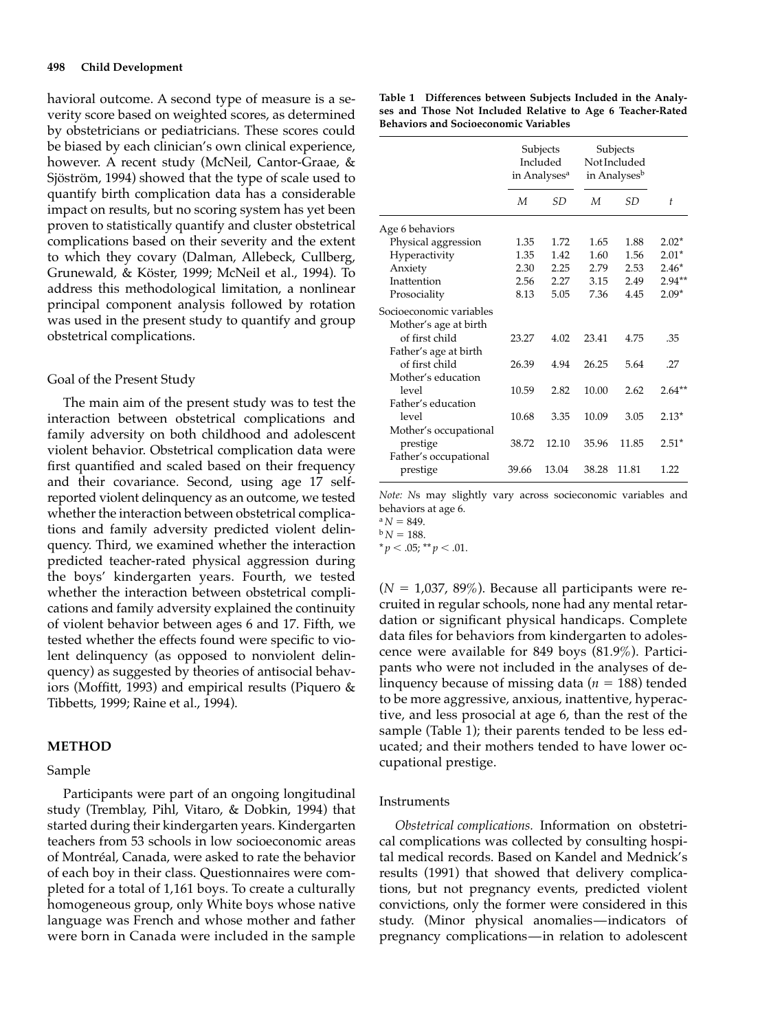havioral outcome. A second type of measure is a severity score based on weighted scores, as determined by obstetricians or pediatricians. These scores could be biased by each clinician's own clinical experience, however. A recent study (McNeil, Cantor-Graae, & Sjöström, 1994) showed that the type of scale used to quantify birth complication data has a considerable impact on results, but no scoring system has yet been proven to statistically quantify and cluster obstetrical complications based on their severity and the extent to which they covary (Dalman, Allebeck, Cullberg, Grunewald, & Köster, 1999; McNeil et al., 1994). To address this methodological limitation, a nonlinear principal component analysis followed by rotation was used in the present study to quantify and group obstetrical complications.

## Goal of the Present Study

The main aim of the present study was to test the interaction between obstetrical complications and family adversity on both childhood and adolescent violent behavior. Obstetrical complication data were first quantified and scaled based on their frequency and their covariance. Second, using age 17 self-reported violent delinquency as an outcome, we tested whether the interaction between obstetrical complications and family adversity predicted violent delinquency. Third, we examined whether the interaction predicted teacher-rated physical aggression during the boys' kindergarten years. Fourth, we tested whether the interaction between obstetrical complications and family adversity explained the continuity of violent behavior between ages 6 and 17. Fifth, we tested whether the effects found were specific to violent delinquency (as opposed to nonviolent delinquency) as suggested by theories of antisocial behaviors (Moffitt, 1993) and empirical results (Piquero & Tibbetts, 1999; Raine et al., 1994).

# METHOD

## Sample

Participants were part of an ongoing longitudinal study (Tremblay, Pihl, Vitaro, & Dobkin, 1994) that started during their kindergarten years. Kindergarten teachers from 53 schools in low socioeconomic areas of Montréal, Canada, were asked to rate the behavior of each boy in their class. Questionnaires were completed for a total of 1,161 boys. To create a culturally homogeneous group, only White boys whose native language was French and whose mother and father were born in Canada were included in the sample ($N = 1,037$, 89%). Because all participants were recruited in regular schools, none had any mental retardation or significant physical handicaps. Complete data files for behaviors from kindergarten to adolescence were available for 849 boys (81.9%). Participants who were not included in the analyses of delinquency because of missing data ($n = 188$) tended to be more aggressive, anxious, inattentive, hyperactive, and less prosocial at age 6, than the rest of the sample (Table 1); their parents tended to be less educated; and their mothers tended to have lower occupational prestige.

**Table 1 Differences between Subjects Included in the Analyses and Those Not Included Relative to Age 6 Teacher-Rated Behaviors and Socioeconomic Variables**

| | Subjects Included in Analyses[a] | | Subjects Not Included in Analyses[b] | | |
|---|---|---|---|---|---|
| | *M* | *SD* | *M* | *SD* | *t* |
| Age 6 behaviors | | | | | |
| Physical aggression | 1.35 | 1.72 | 1.65 | 1.88 | 2.02* |
| Hyperactivity | 1.35 | 1.42 | 1.60 | 1.56 | 2.01* |
| Anxiety | 2.30 | 2.25 | 2.79 | 2.53 | 2.46* |
| Inattention | 2.56 | 2.27 | 3.15 | 2.49 | 2.94** |
| Prosociality | 8.13 | 5.05 | 7.36 | 4.45 | 2.09* |
| Socioeconomic variables | | | | | |
| Mother's age at birth of first child | 23.27 | 4.02 | 23.41 | 4.75 | .35 |
| Father's age at birth of first child | 26.39 | 4.94 | 26.25 | 5.64 | .27 |
| Mother's education level | 10.59 | 2.82 | 10.00 | 2.62 | 2.64** |
| Father's education level | 10.68 | 3.35 | 10.09 | 3.05 | 2.13* |
| Mother's occupational prestige | 38.72 | 12.10 | 35.96 | 11.85 | 2.51* |
| Father's occupational prestige | 39.66 | 13.04 | 38.28 | 11.81 | 1.22 |

*Note: N*s may slightly vary across socieconomic variables and behaviors at age 6.
[a] $N = 849$.
[b] $N = 188$.
* $p < .05$; ** $p < .01$.

## Instruments

*Obstetrical complications.* Information on obstetrical complications was collected by consulting hospital medical records. Based on Kandel and Mednick's results (1991) that showed that delivery complications, but not pregnancy events, predicted violent convictions, only the former were considered in this study. (Minor physical anomalies—indicators of pregnancy complications—in relation to adolescent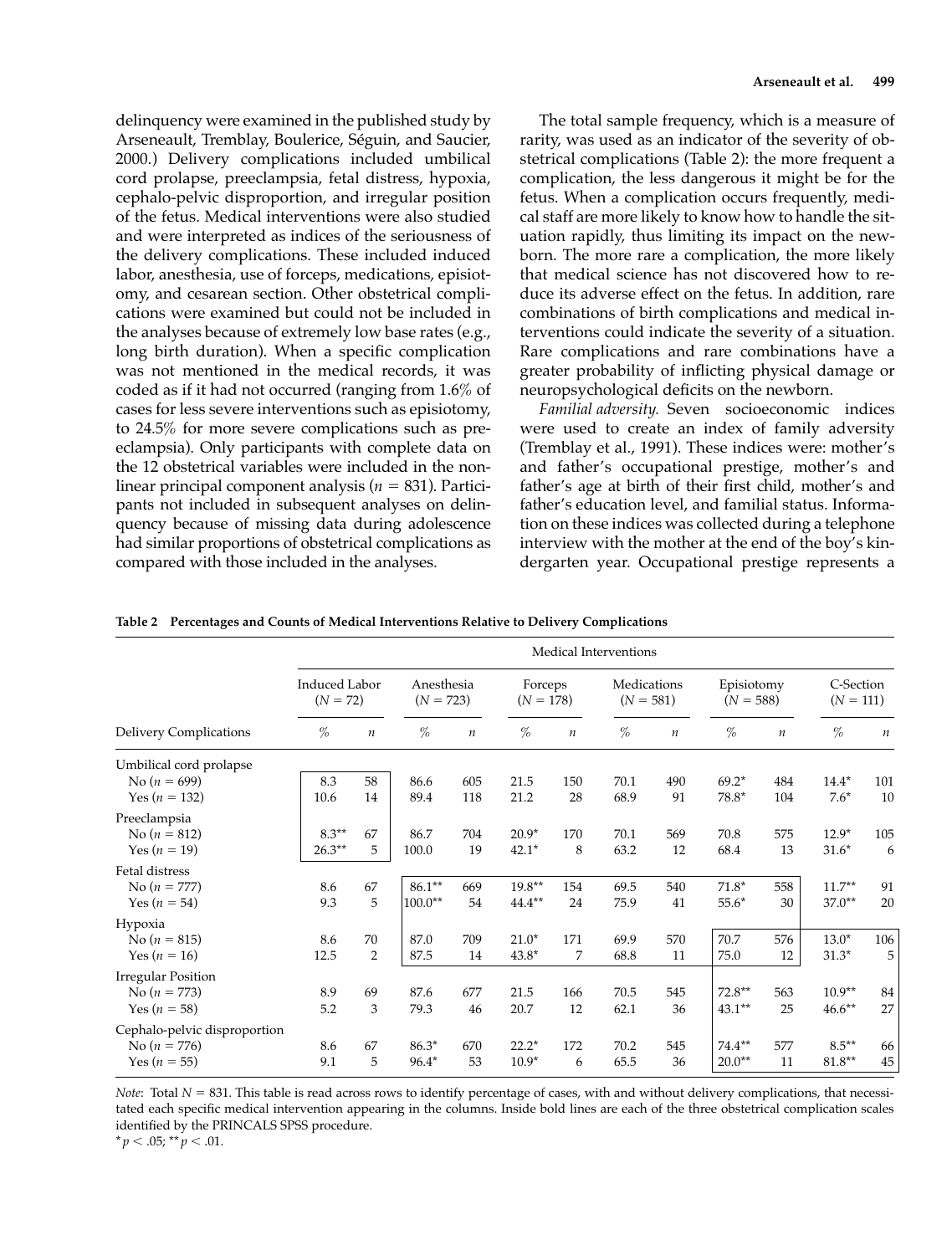delinquency were examined in the published study by Arseneault, Tremblay, Boulerice, Séguin, and Saucier, 2000.) Delivery complications included umbilical cord prolapse, preeclampsia, fetal distress, hypoxia, cephalo-pelvic disproportion, and irregular position of the fetus. Medical interventions were also studied and were interpreted as indices of the seriousness of the delivery complications. These included induced labor, anesthesia, use of forceps, medications, episiotomy, and cesarean section. Other obstetrical complications were examined but could not be included in the analyses because of extremely low base rates (e.g., long birth duration). When a specific complication was not mentioned in the medical records, it was coded as if it had not occurred (ranging from 1.6% of cases for less severe interventions such as episiotomy, to 24.5% for more severe complications such as preeclampsia). Only participants with complete data on the 12 obstetrical variables were included in the nonlinear principal component analysis ($n = 831$). Participants not included in subsequent analyses on delinquency because of missing data during adolescence had similar proportions of obstetrical complications as compared with those included in the analyses.

The total sample frequency, which is a measure of rarity, was used as an indicator of the severity of obstetrical complications (Table 2): the more frequent a complication, the less dangerous it might be for the fetus. When a complication occurs frequently, medical staff are more likely to know how to handle the situation rapidly, thus limiting its impact on the newborn. The more rare a complication, the more likely that medical science has not discovered how to reduce its adverse effect on the fetus. In addition, rare combinations of birth complications and medical interventions could indicate the severity of a situation. Rare complications and rare combinations have a greater probability of inflicting physical damage or neuropsychological deficits on the newborn.

*Familial adversity.* Seven socioeconomic indices were used to create an index of family adversity (Tremblay et al., 1991). These indices were: mother's and father's occupational prestige, mother's and father's age at birth of their first child, mother's and father's education level, and familial status. Information on these indices was collected during a telephone interview with the mother at the end of the boy's kindergarten year. Occupational prestige represents a

**Table 2 Percentages and Counts of Medical Interventions Relative to Delivery Complications**

| | Medical Interventions | | | | | | | | | | | |
|---|---|---|---|---|---|---|---|---|---|---|---|---|
| | Induced Labor ($N = 72$) | | Anesthesia ($N = 723$) | | Forceps ($N = 178$) | | Medications ($N = 581$) | | Episiotomy ($N = 588$) | | C-Section ($N = 111$) | |
| Delivery Complications | % | $n$ | % | $n$ | % | $n$ | % | $n$ | % | $n$ | % | $n$ |
| Umbilical cord prolapse | | | | | | | | | | | | |
| No ($n = 699$) | 8.3 | 58 | 86.6 | 605 | 21.5 | 150 | 70.1 | 490 | 69.2* | 484 | 14.4* | 101 |
| Yes ($n = 132$) | 10.6 | 14 | 89.4 | 118 | 21.2 | 28 | 68.9 | 91 | 78.8* | 104 | 7.6* | 10 |
| Preeclampsia | | | | | | | | | | | | |
| No ($n = 812$) | 8.3** | 67 | 86.7 | 704 | 20.9* | 170 | 70.1 | 569 | 70.8 | 575 | 12.9* | 105 |
| Yes ($n = 19$) | 26.3** | 5 | 100.0 | 19 | 42.1* | 8 | 63.2 | 12 | 68.4 | 13 | 31.6* | 6 |
| Fetal distress | | | | | | | | | | | | |
| No ($n = 777$) | 8.6 | 67 | 86.1** | 669 | 19.8** | 154 | 69.5 | 540 | 71.8* | 558 | 11.7** | 91 |
| Yes ($n = 54$) | 9.3 | 5 | 100.0** | 54 | 44.4** | 24 | 75.9 | 41 | 55.6* | 30 | 37.0** | 20 |
| Hypoxia | | | | | | | | | | | | |
| No ($n = 815$) | 8.6 | 70 | 87.0 | 709 | 21.0* | 171 | 69.9 | 570 | 70.7 | 576 | 13.0* | 106 |
| Yes ($n = 16$) | 12.5 | 2 | 87.5 | 14 | 43.8* | 7 | 68.8 | 11 | 75.0 | 12 | 31.3* | 5 |
| Irregular Position | | | | | | | | | | | | |
| No ($n = 773$) | 8.9 | 69 | 87.6 | 677 | 21.5 | 166 | 70.5 | 545 | 72.8** | 563 | 10.9** | 84 |
| Yes ($n = 58$) | 5.2 | 3 | 79.3 | 46 | 20.7 | 12 | 62.1 | 36 | 43.1** | 25 | 46.6** | 27 |
| Cephalo-pelvic disproportion | | | | | | | | | | | | |
| No ($n = 776$) | 8.6 | 67 | 86.3* | 670 | 22.2* | 172 | 70.2 | 545 | 74.4** | 577 | 8.5** | 66 |
| Yes ($n = 55$) | 9.1 | 5 | 96.4* | 53 | 10.9* | 6 | 65.5 | 36 | 20.0** | 11 | 81.8** | 45 |

*Note*: Total $N = 831$. This table is read across rows to identify percentage of cases, with and without delivery complications, that necessitated each specific medical intervention appearing in the columns. Inside bold lines are each of the three obstetrical complication scales identified by the PRINCALS SPSS procedure.
$^{*}p < .05$; $^{**}p < .01$.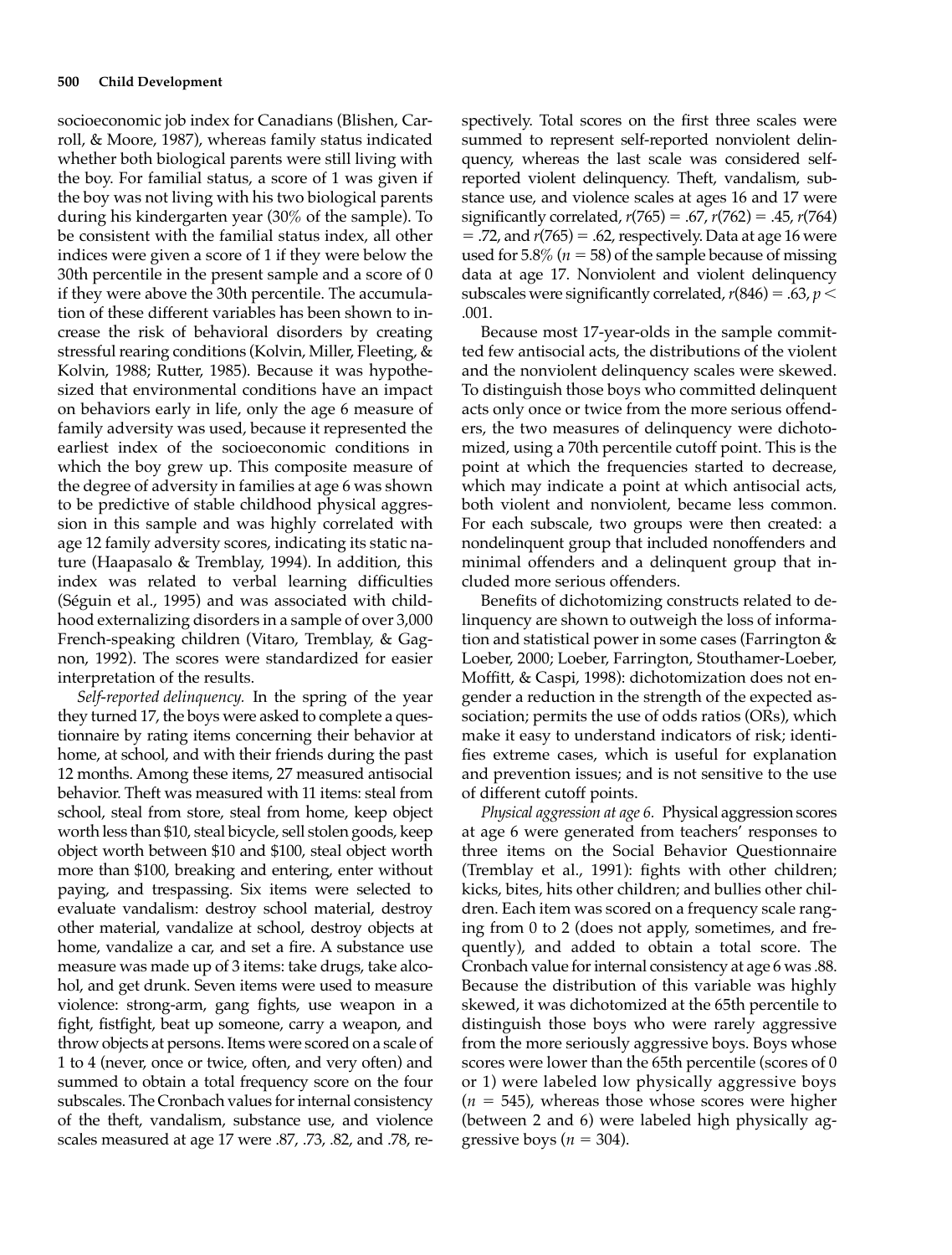socioeconomic job index for Canadians (Blishen, Carroll, & Moore, 1987), whereas family status indicated whether both biological parents were still living with the boy. For familial status, a score of 1 was given if the boy was not living with his two biological parents during his kindergarten year (30% of the sample). To be consistent with the familial status index, all other indices were given a score of 1 if they were below the 30th percentile in the present sample and a score of 0 if they were above the 30th percentile. The accumulation of these different variables has been shown to increase the risk of behavioral disorders by creating stressful rearing conditions (Kolvin, Miller, Fleeting, & Kolvin, 1988; Rutter, 1985). Because it was hypothesized that environmental conditions have an impact on behaviors early in life, only the age 6 measure of family adversity was used, because it represented the earliest index of the socioeconomic conditions in which the boy grew up. This composite measure of the degree of adversity in families at age 6 was shown to be predictive of stable childhood physical aggression in this sample and was highly correlated with age 12 family adversity scores, indicating its static nature (Haapasalo & Tremblay, 1994). In addition, this index was related to verbal learning difficulties (Séguin et al., 1995) and was associated with childhood externalizing disorders in a sample of over 3,000 French-speaking children (Vitaro, Tremblay, & Gagnon, 1992). The scores were standardized for easier interpretation of the results.

*Self-reported delinquency.* In the spring of the year they turned 17, the boys were asked to complete a questionnaire by rating items concerning their behavior at home, at school, and with their friends during the past 12 months. Among these items, 27 measured antisocial behavior. Theft was measured with 11 items: steal from school, steal from store, steal from home, keep object worth less than \$10, steal bicycle, sell stolen goods, keep object worth between \$10 and \$100, steal object worth more than \$100, breaking and entering, enter without paying, and trespassing. Six items were selected to evaluate vandalism: destroy school material, destroy other material, vandalize at school, destroy objects at home, vandalize a car, and set a fire. A substance use measure was made up of 3 items: take drugs, take alcohol, and get drunk. Seven items were used to measure violence: strong-arm, gang fights, use weapon in a fight, fistfight, beat up someone, carry a weapon, and throw objects at persons. Items were scored on a scale of 1 to 4 (never, once or twice, often, and very often) and summed to obtain a total frequency score on the four subscales. The Cronbach values for internal consistency of the theft, vandalism, substance use, and violence scales measured at age 17 were .87, .73, .82, and .78, respectively. Total scores on the first three scales were summed to represent self-reported nonviolent delinquency, whereas the last scale was considered self-reported violent delinquency. Theft, vandalism, substance use, and violence scales at ages 16 and 17 were significantly correlated, $r(765) = .67$, $r(762) = .45$, $r(764) = .72$, and $r(765) = .62$, respectively. Data at age 16 were used for 5.8% ($n = 58$) of the sample because of missing data at age 17. Nonviolent and violent delinquency subscales were significantly correlated, $r(846) = .63$, $p < .001$.

Because most 17-year-olds in the sample committed few antisocial acts, the distributions of the violent and the nonviolent delinquency scales were skewed. To distinguish those boys who committed delinquent acts only once or twice from the more serious offenders, the two measures of delinquency were dichotomized, using a 70th percentile cutoff point. This is the point at which the frequencies started to decrease, which may indicate a point at which antisocial acts, both violent and nonviolent, became less common. For each subscale, two groups were then created: a nondelinquent group that included nonoffenders and minimal offenders and a delinquent group that included more serious offenders.

Benefits of dichotomizing constructs related to delinquency are shown to outweigh the loss of information and statistical power in some cases (Farrington & Loeber, 2000; Loeber, Farrington, Stouthamer-Loeber, Moffitt, & Caspi, 1998): dichotomization does not engender a reduction in the strength of the expected association; permits the use of odds ratios (ORs), which make it easy to understand indicators of risk; identifies extreme cases, which is useful for explanation and prevention issues; and is not sensitive to the use of different cutoff points.

*Physical aggression at age 6.* Physical aggression scores at age 6 were generated from teachers' responses to three items on the Social Behavior Questionnaire (Tremblay et al., 1991): fights with other children; kicks, bites, hits other children; and bullies other children. Each item was scored on a frequency scale ranging from 0 to 2 (does not apply, sometimes, and frequently), and added to obtain a total score. The Cronbach value for internal consistency at age 6 was .88. Because the distribution of this variable was highly skewed, it was dichotomized at the 65th percentile to distinguish those boys who were rarely aggressive from the more seriously aggressive boys. Boys whose scores were lower than the 65th percentile (scores of 0 or 1) were labeled low physically aggressive boys ($n = 545$), whereas those whose scores were higher (between 2 and 6) were labeled high physically aggressive boys ($n = 304$).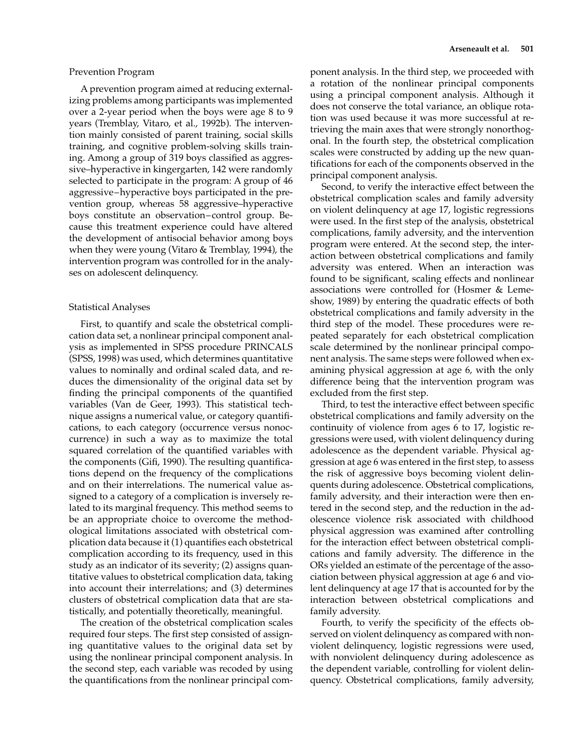### Prevention Program

A prevention program aimed at reducing externalizing problems among participants was implemented over a 2-year period when the boys were age 8 to 9 years (Tremblay, Vitaro, et al., 1992b). The intervention mainly consisted of parent training, social skills training, and cognitive problem-solving skills training. Among a group of 319 boys classified as aggressive–hyperactive in kingergarten, 142 were randomly selected to participate in the program: A group of 46 aggressive–hyperactive boys participated in the prevention group, whereas 58 aggressive–hyperactive boys constitute an observation–control group. Because this treatment experience could have altered the development of antisocial behavior among boys when they were young (Vitaro & Tremblay, 1994), the intervention program was controlled for in the analyses on adolescent delinquency.

### Statistical Analyses

First, to quantify and scale the obstetrical complication data set, a nonlinear principal component analysis as implemented in SPSS procedure PRINCALS (SPSS, 1998) was used, which determines quantitative values to nominally and ordinal scaled data, and reduces the dimensionality of the original data set by finding the principal components of the quantified variables (Van de Geer, 1993). This statistical technique assigns a numerical value, or category quantifications, to each category (occurrence versus nonoccurrence) in such a way as to maximize the total squared correlation of the quantified variables with the components (Gifi, 1990). The resulting quantifications depend on the frequency of the complications and on their interrelations. The numerical value assigned to a category of a complication is inversely related to its marginal frequency. This method seems to be an appropriate choice to overcome the methodological limitations associated with obstetrical complication data because it (1) quantifies each obstetrical complication according to its frequency, used in this study as an indicator of its severity; (2) assigns quantitative values to obstetrical complication data, taking into account their interrelations; and (3) determines clusters of obstetrical complication data that are statistically, and potentially theoretically, meaningful.

The creation of the obstetrical complication scales required four steps. The first step consisted of assigning quantitative values to the original data set by using the nonlinear principal component analysis. In the second step, each variable was recoded by using the quantifications from the nonlinear principal component analysis. In the third step, we proceeded with a rotation of the nonlinear principal components using a principal component analysis. Although it does not conserve the total variance, an oblique rotation was used because it was more successful at retrieving the main axes that were strongly nonorthogonal. In the fourth step, the obstetrical complication scales were constructed by adding up the new quantifications for each of the components observed in the principal component analysis.

Second, to verify the interactive effect between the obstetrical complication scales and family adversity on violent delinquency at age 17, logistic regressions were used. In the first step of the analysis, obstetrical complications, family adversity, and the intervention program were entered. At the second step, the interaction between obstetrical complications and family adversity was entered. When an interaction was found to be significant, scaling effects and nonlinear associations were controlled for (Hosmer & Lemeshow, 1989) by entering the quadratic effects of both obstetrical complications and family adversity in the third step of the model. These procedures were repeated separately for each obstetrical complication scale determined by the nonlinear principal component analysis. The same steps were followed when examining physical aggression at age 6, with the only difference being that the intervention program was excluded from the first step.

Third, to test the interactive effect between specific obstetrical complications and family adversity on the continuity of violence from ages 6 to 17, logistic regressions were used, with violent delinquency during adolescence as the dependent variable. Physical aggression at age 6 was entered in the first step, to assess the risk of aggressive boys becoming violent delinquents during adolescence. Obstetrical complications, family adversity, and their interaction were then entered in the second step, and the reduction in the adolescence violence risk associated with childhood physical aggression was examined after controlling for the interaction effect between obstetrical complications and family adversity. The difference in the ORs yielded an estimate of the percentage of the association between physical aggression at age 6 and violent delinquency at age 17 that is accounted for by the interaction between obstetrical complications and family adversity.

Fourth, to verify the specificity of the effects observed on violent delinquency as compared with nonviolent delinquency, logistic regressions were used, with nonviolent delinquency during adolescence as the dependent variable, controlling for violent delinquency. Obstetrical complications, family adversity,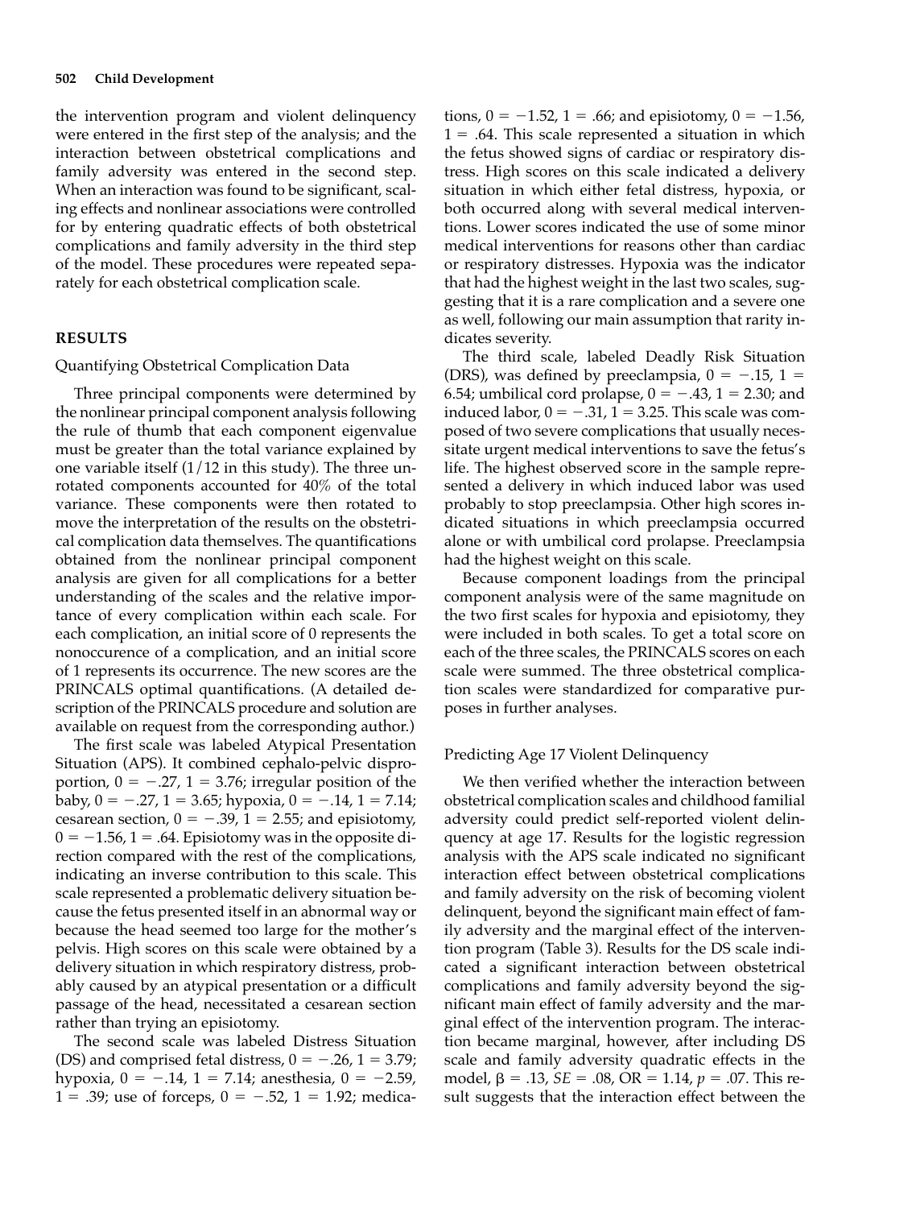the intervention program and violent delinquency were entered in the first step of the analysis; and the interaction between obstetrical complications and family adversity was entered in the second step. When an interaction was found to be significant, scaling effects and nonlinear associations were controlled for by entering quadratic effects of both obstetrical complications and family adversity in the third step of the model. These procedures were repeated separately for each obstetrical complication scale.

## RESULTS

### Quantifying Obstetrical Complication Data

Three principal components were determined by the nonlinear principal component analysis following the rule of thumb that each component eigenvalue must be greater than the total variance explained by one variable itself (1/12 in this study). The three unrotated components accounted for 40% of the total variance. These components were then rotated to move the interpretation of the results on the obstetrical complication data themselves. The quantifications obtained from the nonlinear principal component analysis are given for all complications for a better understanding of the scales and the relative importance of every complication within each scale. For each complication, an initial score of 0 represents the nonoccurence of a complication, and an initial score of 1 represents its occurrence. The new scores are the PRINCALS optimal quantifications. (A detailed description of the PRINCALS procedure and solution are available on request from the corresponding author.)

The first scale was labeled Atypical Presentation Situation (APS). It combined cephalo-pelvic disproportion, 0 = −.27, 1 = 3.76; irregular position of the baby, 0 = −.27, 1 = 3.65; hypoxia, 0 = −.14, 1 = 7.14; cesarean section, 0 = −.39, 1 = 2.55; and episiotomy, 0 = −1.56, 1 = .64. Episiotomy was in the opposite direction compared with the rest of the complications, indicating an inverse contribution to this scale. This scale represented a problematic delivery situation because the fetus presented itself in an abnormal way or because the head seemed too large for the mother's pelvis. High scores on this scale were obtained by a delivery situation in which respiratory distress, probably caused by an atypical presentation or a difficult passage of the head, necessitated a cesarean section rather than trying an episiotomy.

The second scale was labeled Distress Situation (DS) and comprised fetal distress, 0 = −.26, 1 = 3.79; hypoxia, 0 = −.14, 1 = 7.14; anesthesia, 0 = −2.59, 1 = .39; use of forceps, 0 = −.52, 1 = 1.92; medications, 0 = −1.52, 1 = .66; and episiotomy, 0 = −1.56, 1 = .64. This scale represented a situation in which the fetus showed signs of cardiac or respiratory distress. High scores on this scale indicated a delivery situation in which either fetal distress, hypoxia, or both occurred along with several medical interventions. Lower scores indicated the use of some minor medical interventions for reasons other than cardiac or respiratory distresses. Hypoxia was the indicator that had the highest weight in the last two scales, suggesting that it is a rare complication and a severe one as well, following our main assumption that rarity indicates severity.

The third scale, labeled Deadly Risk Situation (DRS), was defined by preeclampsia, 0 = −.15, 1 = 6.54; umbilical cord prolapse, 0 = −.43, 1 = 2.30; and induced labor, 0 = −.31, 1 = 3.25. This scale was composed of two severe complications that usually necessitate urgent medical interventions to save the fetus's life. The highest observed score in the sample represented a delivery in which induced labor was used probably to stop preeclampsia. Other high scores indicated situations in which preeclampsia occurred alone or with umbilical cord prolapse. Preeclampsia had the highest weight on this scale.

Because component loadings from the principal component analysis were of the same magnitude on the two first scales for hypoxia and episiotomy, they were included in both scales. To get a total score on each of the three scales, the PRINCALS scores on each scale were summed. The three obstetrical complication scales were standardized for comparative purposes in further analyses.

### Predicting Age 17 Violent Delinquency

We then verified whether the interaction between obstetrical complication scales and childhood familial adversity could predict self-reported violent delinquency at age 17. Results for the logistic regression analysis with the APS scale indicated no significant interaction effect between obstetrical complications and family adversity on the risk of becoming violent delinquent, beyond the significant main effect of family adversity and the marginal effect of the intervention program (Table 3). Results for the DS scale indicated a significant interaction between obstetrical complications and family adversity beyond the significant main effect of family adversity and the marginal effect of the intervention program. The interaction became marginal, however, after including DS scale and family adversity quadratic effects in the model, $\beta = .13$, $SE = .08$, OR = 1.14, $p = .07$. This result suggests that the interaction effect between the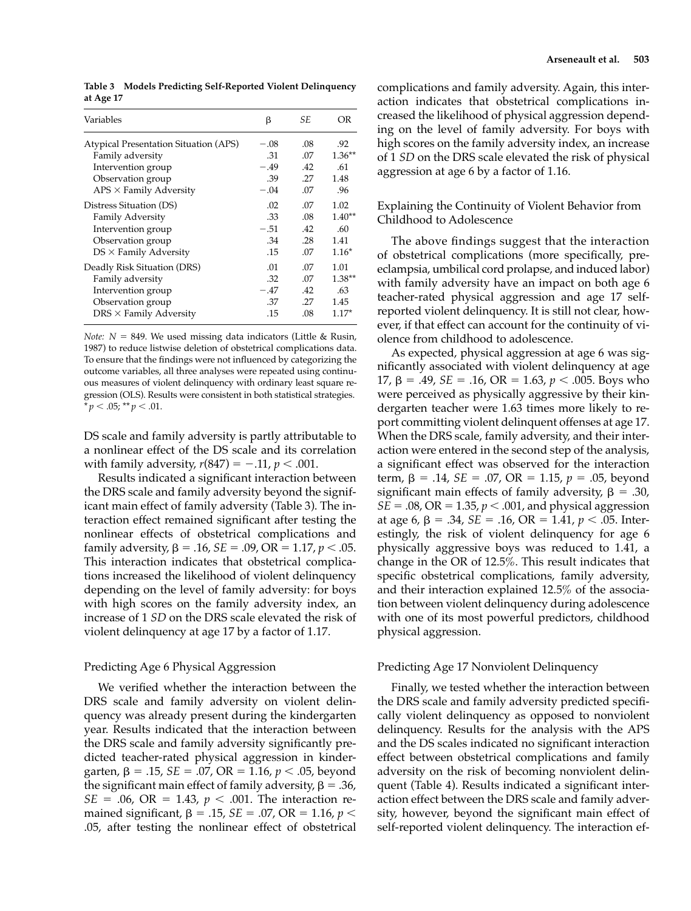**Table 3 Models Predicting Self-Reported Violent Delinquency at Age 17**

| Variables | β | *SE* | OR |
|---|---|---|---|
| Atypical Presentation Situation (APS) | −.08 | .08 | .92 |
| Family adversity | .31 | .07 | 1.36** |
| Intervention group | −.49 | .42 | .61 |
| Observation group | .39 | .27 | 1.48 |
| APS × Family Adversity | −.04 | .07 | .96 |
| Distress Situation (DS) | .02 | .07 | 1.02 |
| Family Adversity | .33 | .08 | 1.40** |
| Intervention group | −.51 | .42 | .60 |
| Observation group | .34 | .28 | 1.41 |
| DS × Family Adversity | .15 | .07 | 1.16* |
| Deadly Risk Situation (DRS) | .01 | .07 | 1.01 |
| Family adversity | .32 | .07 | 1.38** |
| Intervention group | −.47 | .42 | .63 |
| Observation group | .37 | .27 | 1.45 |
| DRS × Family Adversity | .15 | .08 | 1.17* |

*Note:* $N = 849$. We used missing data indicators (Little & Rusin, 1987) to reduce listwise deletion of obstetrical complications data. To ensure that the findings were not influenced by categorizing the outcome variables, all three analyses were repeated using continuous measures of violent delinquency with ordinary least square regression (OLS). Results were consistent in both statistical strategies. * $p < .05$; ** $p < .01$.

DS scale and family adversity is partly attributable to a nonlinear effect of the DS scale and its correlation with family adversity, $r(847) = -.11$, $p < .001$.

Results indicated a significant interaction between the DRS scale and family adversity beyond the significant main effect of family adversity (Table 3). The interaction effect remained significant after testing the nonlinear effects of obstetrical complications and family adversity, $\beta = .16$, $SE = .09$, OR = 1.17, $p < .05$. This interaction indicates that obstetrical complications increased the likelihood of violent delinquency depending on the level of family adversity: for boys with high scores on the family adversity index, an increase of 1 *SD* on the DRS scale elevated the risk of violent delinquency at age 17 by a factor of 1.17.

### Predicting Age 6 Physical Aggression

We verified whether the interaction between the DRS scale and family adversity on violent delinquency was already present during the kindergarten year. Results indicated that the interaction between the DRS scale and family adversity significantly predicted teacher-rated physical aggression in kindergarten, $\beta = .15$, $SE = .07$, OR = 1.16, $p < .05$, beyond the significant main effect of family adversity, $\beta = .36$, $SE = .06$, OR = 1.43, $p < .001$. The interaction remained significant, $\beta = .15$, $SE = .07$, OR = 1.16, $p < .05$, after testing the nonlinear effect of obstetrical complications and family adversity. Again, this interaction indicates that obstetrical complications increased the likelihood of physical aggression depending on the level of family adversity. For boys with high scores on the family adversity index, an increase of 1 *SD* on the DRS scale elevated the risk of physical aggression at age 6 by a factor of 1.16.

### Explaining the Continuity of Violent Behavior from Childhood to Adolescence

The above findings suggest that the interaction of obstetrical complications (more specifically, preeclampsia, umbilical cord prolapse, and induced labor) with family adversity have an impact on both age 6 teacher-rated physical aggression and age 17 self-reported violent delinquency. It is still not clear, however, if that effect can account for the continuity of violence from childhood to adolescence.

As expected, physical aggression at age 6 was significantly associated with violent delinquency at age 17, $\beta = .49$, $SE = .16$, OR = 1.63, $p < .005$. Boys who were perceived as physically aggressive by their kindergarten teacher were 1.63 times more likely to report committing violent delinquent offenses at age 17. When the DRS scale, family adversity, and their interaction were entered in the second step of the analysis, a significant effect was observed for the interaction term, $\beta = .14$, $SE = .07$, OR = 1.15, $p = .05$, beyond significant main effects of family adversity, $\beta = .30$, $SE = .08$, OR = 1.35, $p < .001$, and physical aggression at age 6, $\beta = .34$, $SE = .16$, OR = 1.41, $p < .05$. Interestingly, the risk of violent delinquency for age 6 physically aggressive boys was reduced to 1.41, a change in the OR of 12.5%. This result indicates that specific obstetrical complications, family adversity, and their interaction explained 12.5% of the association between violent delinquency during adolescence with one of its most powerful predictors, childhood physical aggression.

### Predicting Age 17 Nonviolent Delinquency

Finally, we tested whether the interaction between the DRS scale and family adversity predicted specifically violent delinquency as opposed to nonviolent delinquency. Results for the analysis with the APS and the DS scales indicated no significant interaction effect between obstetrical complications and family adversity on the risk of becoming nonviolent delinquent (Table 4). Results indicated a significant interaction effect between the DRS scale and family adversity, however, beyond the significant main effect of self-reported violent delinquency. The interaction ef-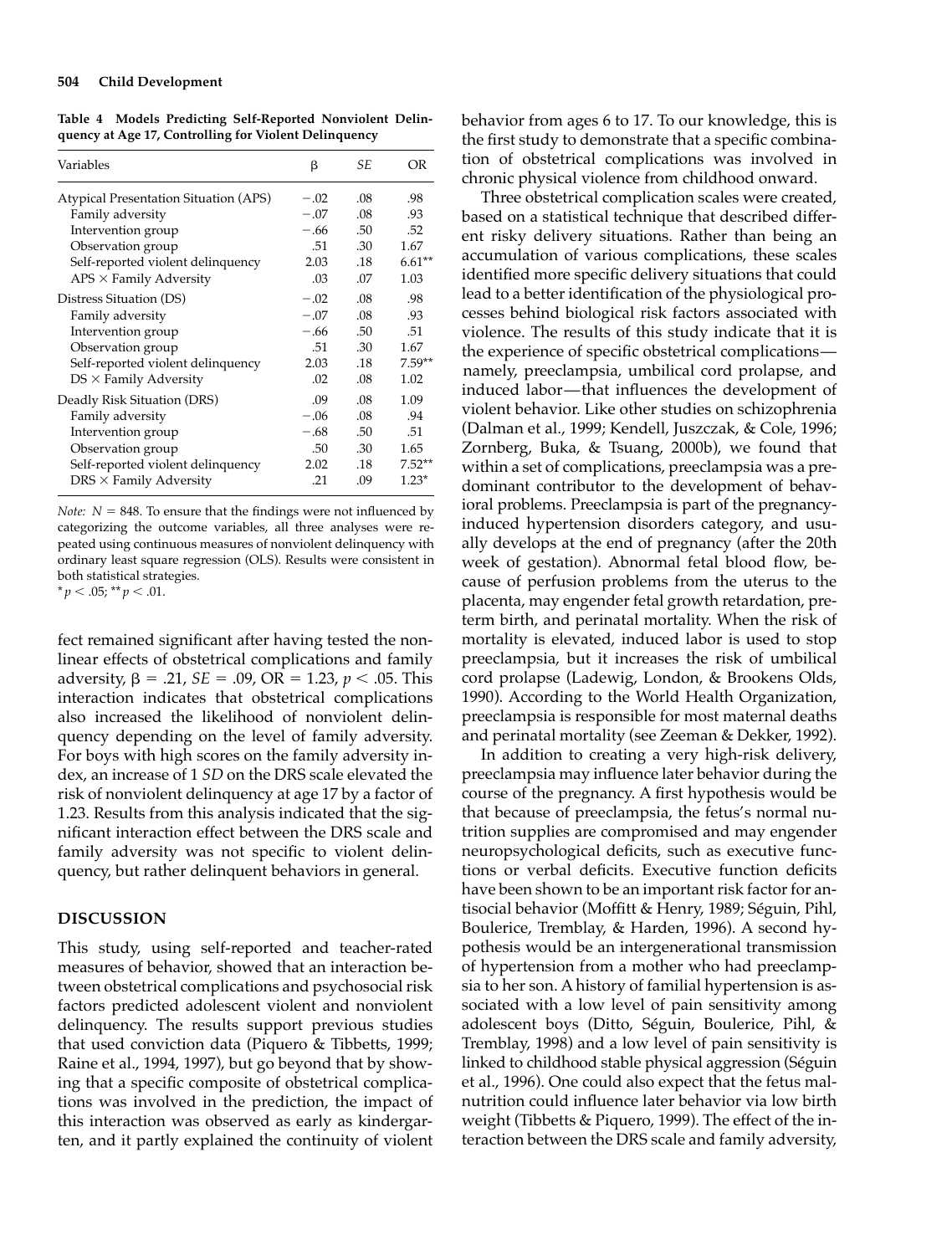**Table 4 Models Predicting Self-Reported Nonviolent Delinquency at Age 17, Controlling for Violent Delinquency**

| Variables | β | *SE* | OR |
|---|---|---|---|
| Atypical Presentation Situation (APS) | −.02 | .08 | .98 |
| Family adversity | −.07 | .08 | .93 |
| Intervention group | −.66 | .50 | .52 |
| Observation group | .51 | .30 | 1.67 |
| Self-reported violent delinquency | 2.03 | .18 | 6.61** |
| APS × Family Adversity | .03 | .07 | 1.03 |
| Distress Situation (DS) | −.02 | .08 | .98 |
| Family adversity | −.07 | .08 | .93 |
| Intervention group | −.66 | .50 | .51 |
| Observation group | .51 | .30 | 1.67 |
| Self-reported violent delinquency | 2.03 | .18 | 7.59** |
| DS × Family Adversity | .02 | .08 | 1.02 |
| Deadly Risk Situation (DRS) | .09 | .08 | 1.09 |
| Family adversity | −.06 | .08 | .94 |
| Intervention group | −.68 | .50 | .51 |
| Observation group | .50 | .30 | 1.65 |
| Self-reported violent delinquency | 2.02 | .18 | 7.52** |
| DRS × Family Adversity | .21 | .09 | 1.23* |

*Note:* $N = 848$. To ensure that the findings were not influenced by categorizing the outcome variables, all three analyses were repeated using continuous measures of nonviolent delinquency with ordinary least square regression (OLS). Results were consistent in both statistical strategies.
* $p < .05$; ** $p < .01$.

fect remained significant after having tested the nonlinear effects of obstetrical complications and family adversity, $\beta = .21$, $SE = .09$, OR = 1.23, $p < .05$. This interaction indicates that obstetrical complications also increased the likelihood of nonviolent delinquency depending on the level of family adversity. For boys with high scores on the family adversity index, an increase of 1 *SD* on the DRS scale elevated the risk of nonviolent delinquency at age 17 by a factor of 1.23. Results from this analysis indicated that the significant interaction effect between the DRS scale and family adversity was not specific to violent delinquency, but rather delinquent behaviors in general.

## DISCUSSION

This study, using self-reported and teacher-rated measures of behavior, showed that an interaction between obstetrical complications and psychosocial risk factors predicted adolescent violent and nonviolent delinquency. The results support previous studies that used conviction data (Piquero & Tibbetts, 1999; Raine et al., 1994, 1997), but go beyond that by showing that a specific composite of obstetrical complications was involved in the prediction, the impact of this interaction was observed as early as kindergarten, and it partly explained the continuity of violent behavior from ages 6 to 17. To our knowledge, this is the first study to demonstrate that a specific combination of obstetrical complications was involved in chronic physical violence from childhood onward.

Three obstetrical complication scales were created, based on a statistical technique that described different risky delivery situations. Rather than being an accumulation of various complications, these scales identified more specific delivery situations that could lead to a better identification of the physiological processes behind biological risk factors associated with violence. The results of this study indicate that it is the experience of specific obstetrical complications—namely, preeclampsia, umbilical cord prolapse, and induced labor—that influences the development of violent behavior. Like other studies on schizophrenia (Dalman et al., 1999; Kendell, Juszczak, & Cole, 1996; Zornberg, Buka, & Tsuang, 2000b), we found that within a set of complications, preeclampsia was a predominant contributor to the development of behavioral problems. Preeclampsia is part of the pregnancy-induced hypertension disorders category, and usually develops at the end of pregnancy (after the 20th week of gestation). Abnormal fetal blood flow, because of perfusion problems from the uterus to the placenta, may engender fetal growth retardation, preterm birth, and perinatal mortality. When the risk of mortality is elevated, induced labor is used to stop preeclampsia, but it increases the risk of umbilical cord prolapse (Ladewig, London, & Brookens Olds, 1990). According to the World Health Organization, preeclampsia is responsible for most maternal deaths and perinatal mortality (see Zeeman & Dekker, 1992).

In addition to creating a very high-risk delivery, preeclampsia may influence later behavior during the course of the pregnancy. A first hypothesis would be that because of preeclampsia, the fetus's normal nutrition supplies are compromised and may engender neuropsychological deficits, such as executive functions or verbal deficits. Executive function deficits have been shown to be an important risk factor for antisocial behavior (Moffitt & Henry, 1989; Séguin, Pihl, Boulerice, Tremblay, & Harden, 1996). A second hypothesis would be an intergenerational transmission of hypertension from a mother who had preeclampsia to her son. A history of familial hypertension is associated with a low level of pain sensitivity among adolescent boys (Ditto, Séguin, Boulerice, Pihl, & Tremblay, 1998) and a low level of pain sensitivity is linked to childhood stable physical aggression (Séguin et al., 1996). One could also expect that the fetus malnutrition could influence later behavior via low birth weight (Tibbetts & Piquero, 1999). The effect of the interaction between the DRS scale and family adversity,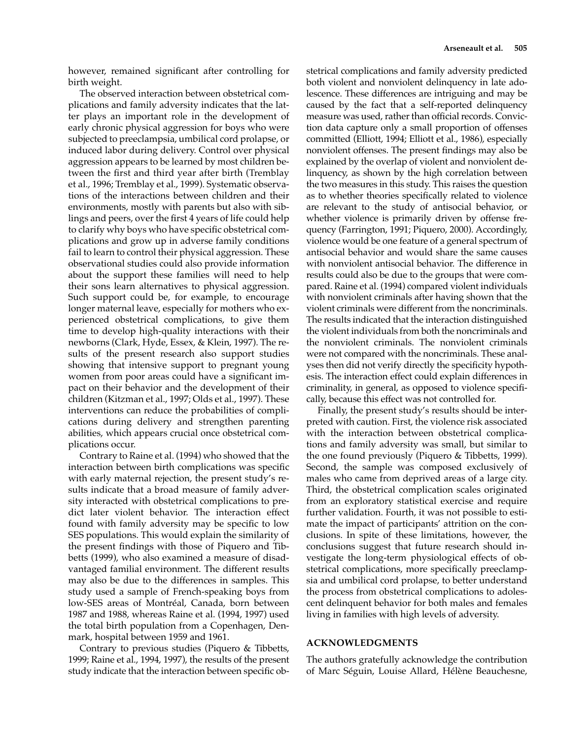however, remained significant after controlling for birth weight.

The observed interaction between obstetrical complications and family adversity indicates that the latter plays an important role in the development of early chronic physical aggression for boys who were subjected to preeclampsia, umbilical cord prolapse, or induced labor during delivery. Control over physical aggression appears to be learned by most children between the first and third year after birth (Tremblay et al., 1996; Tremblay et al., 1999). Systematic observations of the interactions between children and their environments, mostly with parents but also with siblings and peers, over the first 4 years of life could help to clarify why boys who have specific obstetrical complications and grow up in adverse family conditions fail to learn to control their physical aggression. These observational studies could also provide information about the support these families will need to help their sons learn alternatives to physical aggression. Such support could be, for example, to encourage longer maternal leave, especially for mothers who experienced obstetrical complications, to give them time to develop high-quality interactions with their newborns (Clark, Hyde, Essex, & Klein, 1997). The results of the present research also support studies showing that intensive support to pregnant young women from poor areas could have a significant impact on their behavior and the development of their children (Kitzman et al., 1997; Olds et al., 1997). These interventions can reduce the probabilities of complications during delivery and strengthen parenting abilities, which appears crucial once obstetrical complications occur.

Contrary to Raine et al. (1994) who showed that the interaction between birth complications was specific with early maternal rejection, the present study's results indicate that a broad measure of family adversity interacted with obstetrical complications to predict later violent behavior. The interaction effect found with family adversity may be specific to low SES populations. This would explain the similarity of the present findings with those of Piquero and Tibbetts (1999), who also examined a measure of disadvantaged familial environment. The different results may also be due to the differences in samples. This study used a sample of French-speaking boys from low-SES areas of Montréal, Canada, born between 1987 and 1988, whereas Raine et al. (1994, 1997) used the total birth population from a Copenhagen, Denmark, hospital between 1959 and 1961.

Contrary to previous studies (Piquero & Tibbetts, 1999; Raine et al., 1994, 1997), the results of the present study indicate that the interaction between specific obstetrical complications and family adversity predicted both violent and nonviolent delinquency in late adolescence. These differences are intriguing and may be caused by the fact that a self-reported delinquency measure was used, rather than official records. Conviction data capture only a small proportion of offenses committed (Elliott, 1994; Elliott et al., 1986), especially nonviolent offenses. The present findings may also be explained by the overlap of violent and nonviolent delinquency, as shown by the high correlation between the two measures in this study. This raises the question as to whether theories specifically related to violence are relevant to the study of antisocial behavior, or whether violence is primarily driven by offense frequency (Farrington, 1991; Piquero, 2000). Accordingly, violence would be one feature of a general spectrum of antisocial behavior and would share the same causes with nonviolent antisocial behavior. The difference in results could also be due to the groups that were compared. Raine et al. (1994) compared violent individuals with nonviolent criminals after having shown that the violent criminals were different from the noncriminals. The results indicated that the interaction distinguished the violent individuals from both the noncriminals and the nonviolent criminals. The nonviolent criminals were not compared with the noncriminals. These analyses then did not verify directly the specificity hypothesis. The interaction effect could explain differences in criminality, in general, as opposed to violence specifically, because this effect was not controlled for.

Finally, the present study's results should be interpreted with caution. First, the violence risk associated with the interaction between obstetrical complications and family adversity was small, but similar to the one found previously (Piquero & Tibbetts, 1999). Second, the sample was composed exclusively of males who came from deprived areas of a large city. Third, the obstetrical complication scales originated from an exploratory statistical exercise and require further validation. Fourth, it was not possible to estimate the impact of participants' attrition on the conclusions. In spite of these limitations, however, the conclusions suggest that future research should investigate the long-term physiological effects of obstetrical complications, more specifically preeclampsia and umbilical cord prolapse, to better understand the process from obstetrical complications to adolescent delinquent behavior for both males and females living in families with high levels of adversity.

## ACKNOWLEDGMENTS

The authors gratefully acknowledge the contribution of Marc Séguin, Louise Allard, Hélène Beauchesne,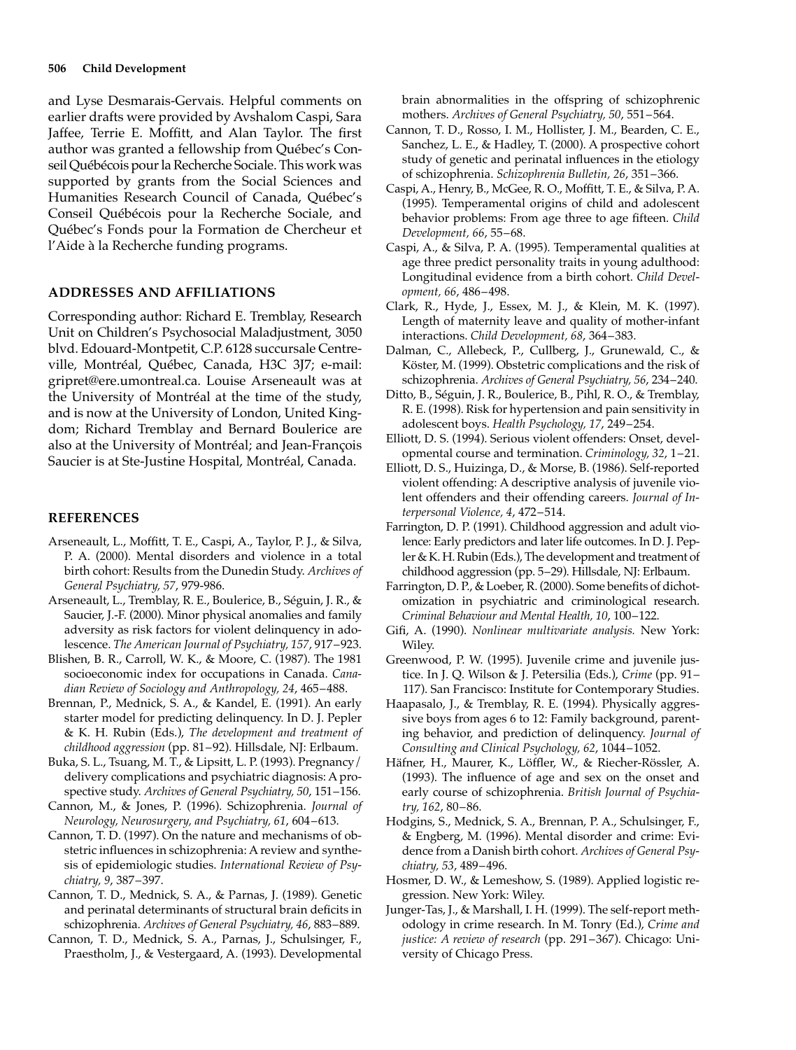and Lyse Desmarais-Gervais. Helpful comments on earlier drafts were provided by Avshalom Caspi, Sara Jaffee, Terrie E. Moffitt, and Alan Taylor. The first author was granted a fellowship from Québec's Conseil Québécois pour la Recherche Sociale. This work was supported by grants from the Social Sciences and Humanities Research Council of Canada, Québec's Conseil Québécois pour la Recherche Sociale, and Québec's Fonds pour la Formation de Chercheur et l'Aide à la Recherche funding programs.

## ADDRESSES AND AFFILIATIONS

Corresponding author: Richard E. Tremblay, Research Unit on Children's Psychosocial Maladjustment, 3050 blvd. Edouard-Montpetit, C.P. 6128 succursale Centre-ville, Montréal, Québec, Canada, H3C 3J7; e-mail: gripret@ere.umontreal.ca. Louise Arseneault was at the University of Montréal at the time of the study, and is now at the University of London, United Kingdom; Richard Tremblay and Bernard Boulerice are also at the University of Montréal; and Jean-François Saucier is at Ste-Justine Hospital, Montréal, Canada.

## REFERENCES

Arseneault, L., Moffitt, T. E., Caspi, A., Taylor, P. J., & Silva, P. A. (2000). Mental disorders and violence in a total birth cohort: Results from the Dunedin Study. *Archives of General Psychiatry, 57*, 979-986.

Arseneault, L., Tremblay, R. E., Boulerice, B., Séguin, J. R., & Saucier, J.-F. (2000). Minor physical anomalies and family adversity as risk factors for violent delinquency in adolescence. *The American Journal of Psychiatry, 157*, 917–923.

Blishen, B. R., Carroll, W. K., & Moore, C. (1987). The 1981 socioeconomic index for occupations in Canada. *Canadian Review of Sociology and Anthropology, 24*, 465–488.

Brennan, P., Mednick, S. A., & Kandel, E. (1991). An early starter model for predicting delinquency. In D. J. Pepler & K. H. Rubin (Eds.), *The development and treatment of childhood aggression* (pp. 81–92). Hillsdale, NJ: Erlbaum.

Buka, S. L., Tsuang, M. T., & Lipsitt, L. P. (1993). Pregnancy/delivery complications and psychiatric diagnosis: A prospective study. *Archives of General Psychiatry, 50*, 151–156.

Cannon, M., & Jones, P. (1996). Schizophrenia. *Journal of Neurology, Neurosurgery, and Psychiatry, 61*, 604–613.

Cannon, T. D. (1997). On the nature and mechanisms of obstetric influences in schizophrenia: A review and synthesis of epidemiologic studies. *International Review of Psychiatry, 9*, 387–397.

Cannon, T. D., Mednick, S. A., & Parnas, J. (1989). Genetic and perinatal determinants of structural brain deficits in schizophrenia. *Archives of General Psychiatry, 46*, 883–889.

Cannon, T. D., Mednick, S. A., Parnas, J., Schulsinger, F., Praestholm, J., & Vestergaard, A. (1993). Developmental brain abnormalities in the offspring of schizophrenic mothers. *Archives of General Psychiatry, 50*, 551–564.

Cannon, T. D., Rosso, I. M., Hollister, J. M., Bearden, C. E., Sanchez, L. E., & Hadley, T. (2000). A prospective cohort study of genetic and perinatal influences in the etiology of schizophrenia. *Schizophrenia Bulletin, 26*, 351–366.

Caspi, A., Henry, B., McGee, R. O., Moffitt, T. E., & Silva, P. A. (1995). Temperamental origins of child and adolescent behavior problems: From age three to age fifteen. *Child Development, 66*, 55–68.

Caspi, A., & Silva, P. A. (1995). Temperamental qualities at age three predict personality traits in young adulthood: Longitudinal evidence from a birth cohort. *Child Development, 66*, 486–498.

Clark, R., Hyde, J., Essex, M. J., & Klein, M. K. (1997). Length of maternity leave and quality of mother-infant interactions. *Child Development, 68*, 364–383.

Dalman, C., Allebeck, P., Cullberg, J., Grunewald, C., & Köster, M. (1999). Obstetric complications and the risk of schizophrenia. *Archives of General Psychiatry, 56*, 234–240.

Ditto, B., Séguin, J. R., Boulerice, B., Pihl, R. O., & Tremblay, R. E. (1998). Risk for hypertension and pain sensitivity in adolescent boys. *Health Psychology, 17*, 249–254.

Elliott, D. S. (1994). Serious violent offenders: Onset, developmental course and termination. *Criminology, 32*, 1–21.

Elliott, D. S., Huizinga, D., & Morse, B. (1986). Self-reported violent offending: A descriptive analysis of juvenile violent offenders and their offending careers. *Journal of Interpersonal Violence, 4*, 472–514.

Farrington, D. P. (1991). Childhood aggression and adult violence: Early predictors and later life outcomes. In D. J. Pepler & K. H. Rubin (Eds.), The development and treatment of childhood aggression (pp. 5–29). Hillsdale, NJ: Erlbaum.

Farrington, D. P., & Loeber, R. (2000). Some benefits of dichotomization in psychiatric and criminological research. *Criminal Behaviour and Mental Health, 10*, 100–122.

Gifi, A. (1990). *Nonlinear multivariate analysis.* New York: Wiley.

Greenwood, P. W. (1995). Juvenile crime and juvenile justice. In J. Q. Wilson & J. Petersilia (Eds.), *Crime* (pp. 91–117). San Francisco: Institute for Contemporary Studies.

Haapasalo, J., & Tremblay, R. E. (1994). Physically aggressive boys from ages 6 to 12: Family background, parenting behavior, and prediction of delinquency. *Journal of Consulting and Clinical Psychology, 62*, 1044–1052.

Häfner, H., Maurer, K., Löffler, W., & Riecher-Rössler, A. (1993). The influence of age and sex on the onset and early course of schizophrenia. *British Journal of Psychiatry, 162*, 80–86.

Hodgins, S., Mednick, S. A., Brennan, P. A., Schulsinger, F., & Engberg, M. (1996). Mental disorder and crime: Evidence from a Danish birth cohort. *Archives of General Psychiatry, 53*, 489–496.

Hosmer, D. W., & Lemeshow, S. (1989). Applied logistic regression. New York: Wiley.

Junger-Tas, J., & Marshall, I. H. (1999). The self-report methodology in crime research. In M. Tonry (Ed.), *Crime and justice: A review of research* (pp. 291–367). Chicago: University of Chicago Press.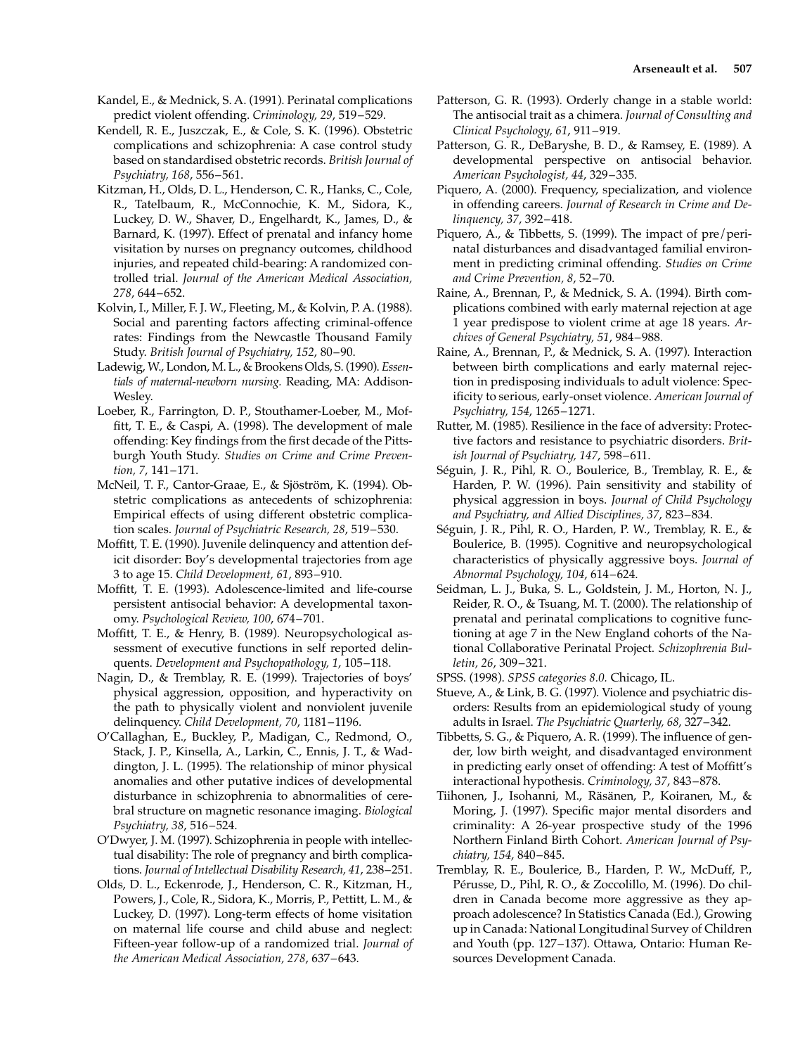Kandel, E., & Mednick, S. A. (1991). Perinatal complications predict violent offending. *Criminology, 29*, 519–529.

Kendell, R. E., Juszczak, E., & Cole, S. K. (1996). Obstetric complications and schizophrenia: A case control study based on standardised obstetric records. *British Journal of Psychiatry, 168*, 556–561.

Kitzman, H., Olds, D. L., Henderson, C. R., Hanks, C., Cole, R., Tatelbaum, R., McConnochie, K. M., Sidora, K., Luckey, D. W., Shaver, D., Engelhardt, K., James, D., & Barnard, K. (1997). Effect of prenatal and infancy home visitation by nurses on pregnancy outcomes, childhood injuries, and repeated child-bearing: A randomized controlled trial. *Journal of the American Medical Association, 278*, 644–652.

Kolvin, I., Miller, F. J. W., Fleeting, M., & Kolvin, P. A. (1988). Social and parenting factors affecting criminal-offence rates: Findings from the Newcastle Thousand Family Study. *British Journal of Psychiatry, 152*, 80–90.

Ladewig, W., London, M. L., & Brookens Olds, S. (1990). *Essentials of maternal-newborn nursing.* Reading, MA: Addison-Wesley.

Loeber, R., Farrington, D. P., Stouthamer-Loeber, M., Moffitt, T. E., & Caspi, A. (1998). The development of male offending: Key findings from the first decade of the Pittsburgh Youth Study. *Studies on Crime and Crime Prevention, 7*, 141–171.

McNeil, T. F., Cantor-Graae, E., & Sjöström, K. (1994). Obstetric complications as antecedents of schizophrenia: Empirical effects of using different obstetric complication scales. *Journal of Psychiatric Research, 28*, 519–530.

Moffitt, T. E. (1990). Juvenile delinquency and attention deficit disorder: Boy's developmental trajectories from age 3 to age 15. *Child Development, 61*, 893–910.

Moffitt, T. E. (1993). Adolescence-limited and life-course persistent antisocial behavior: A developmental taxonomy. *Psychological Review, 100*, 674–701.

Moffitt, T. E., & Henry, B. (1989). Neuropsychological assessment of executive functions in self reported delinquents. *Development and Psychopathology, 1*, 105–118.

Nagin, D., & Tremblay, R. E. (1999). Trajectories of boys' physical aggression, opposition, and hyperactivity on the path to physically violent and nonviolent juvenile delinquency. *Child Development, 70*, 1181–1196.

O'Callaghan, E., Buckley, P., Madigan, C., Redmond, O., Stack, J. P., Kinsella, A., Larkin, C., Ennis, J. T., & Waddington, J. L. (1995). The relationship of minor physical anomalies and other putative indices of developmental disturbance in schizophrenia to abnormalities of cerebral structure on magnetic resonance imaging. *Biological Psychiatry, 38*, 516–524.

O'Dwyer, J. M. (1997). Schizophrenia in people with intellectual disability: The role of pregnancy and birth complications. *Journal of Intellectual Disability Research, 41*, 238–251.

Olds, D. L., Eckenrode, J., Henderson, C. R., Kitzman, H., Powers, J., Cole, R., Sidora, K., Morris, P., Pettitt, L. M., & Luckey, D. (1997). Long-term effects of home visitation on maternal life course and child abuse and neglect: Fifteen-year follow-up of a randomized trial. *Journal of the American Medical Association, 278*, 637–643.

Patterson, G. R. (1993). Orderly change in a stable world: The antisocial trait as a chimera. *Journal of Consulting and Clinical Psychology, 61*, 911–919.

Patterson, G. R., DeBaryshe, B. D., & Ramsey, E. (1989). A developmental perspective on antisocial behavior. *American Psychologist, 44*, 329–335.

Piquero, A. (2000). Frequency, specialization, and violence in offending careers. *Journal of Research in Crime and Delinquency, 37*, 392–418.

Piquero, A., & Tibbetts, S. (1999). The impact of pre/perinatal disturbances and disadvantaged familial environment in predicting criminal offending. *Studies on Crime and Crime Prevention, 8*, 52–70.

Raine, A., Brennan, P., & Mednick, S. A. (1994). Birth complications combined with early maternal rejection at age 1 year predispose to violent crime at age 18 years. *Archives of General Psychiatry, 51*, 984–988.

Raine, A., Brennan, P., & Mednick, S. A. (1997). Interaction between birth complications and early maternal rejection in predisposing individuals to adult violence: Specificity to serious, early-onset violence. *American Journal of Psychiatry, 154*, 1265–1271.

Rutter, M. (1985). Resilience in the face of adversity: Protective factors and resistance to psychiatric disorders. *British Journal of Psychiatry, 147*, 598–611.

Séguin, J. R., Pihl, R. O., Boulerice, B., Tremblay, R. E., & Harden, P. W. (1996). Pain sensitivity and stability of physical aggression in boys. *Journal of Child Psychology and Psychiatry, and Allied Disciplines, 37*, 823–834.

Séguin, J. R., Pihl, R. O., Harden, P. W., Tremblay, R. E., & Boulerice, B. (1995). Cognitive and neuropsychological characteristics of physically aggressive boys. *Journal of Abnormal Psychology, 104*, 614–624.

Seidman, L. J., Buka, S. L., Goldstein, J. M., Horton, N. J., Reider, R. O., & Tsuang, M. T. (2000). The relationship of prenatal and perinatal complications to cognitive functioning at age 7 in the New England cohorts of the National Collaborative Perinatal Project. *Schizophrenia Bulletin, 26*, 309–321.

SPSS. (1998). *SPSS categories 8.0.* Chicago, IL.

Stueve, A., & Link, B. G. (1997). Violence and psychiatric disorders: Results from an epidemiological study of young adults in Israel. *The Psychiatric Quarterly, 68*, 327–342.

Tibbetts, S. G., & Piquero, A. R. (1999). The influence of gender, low birth weight, and disadvantaged environment in predicting early onset of offending: A test of Moffitt's interactional hypothesis. *Criminology, 37*, 843–878.

Tiihonen, J., Isohanni, M., Räsänen, P., Koiranen, M., & Moring, J. (1997). Specific major mental disorders and criminality: A 26-year prospective study of the 1996 Northern Finland Birth Cohort. *American Journal of Psychiatry, 154*, 840–845.

Tremblay, R. E., Boulerice, B., Harden, P. W., McDuff, P., Pérusse, D., Pihl, R. O., & Zoccolillo, M. (1996). Do children in Canada become more aggressive as they approach adolescence? In Statistics Canada (Ed.), Growing up in Canada: National Longitudinal Survey of Children and Youth (pp. 127–137). Ottawa, Ontario: Human Resources Development Canada.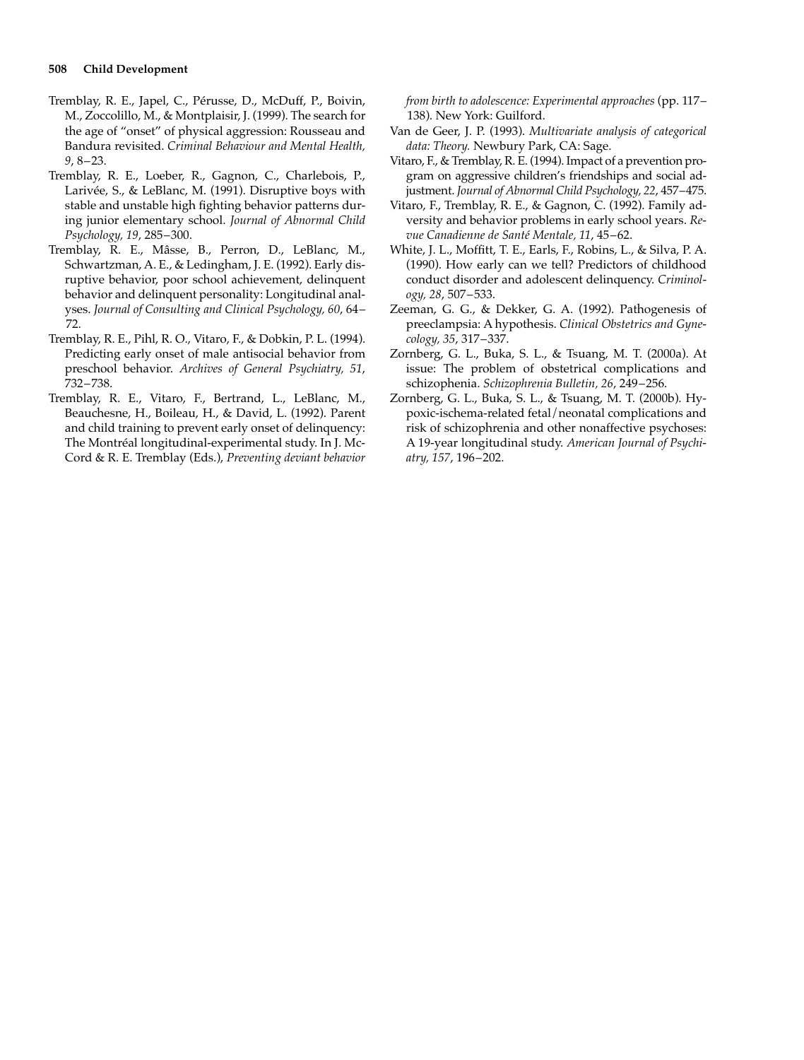Tremblay, R. E., Japel, C., Pérusse, D., McDuff, P., Boivin, M., Zoccolillo, M., & Montplaisir, J. (1999). The search for the age of "onset" of physical aggression: Rousseau and Bandura revisited. *Criminal Behaviour and Mental Health, 9*, 8–23.

Tremblay, R. E., Loeber, R., Gagnon, C., Charlebois, P., Larivée, S., & LeBlanc, M. (1991). Disruptive boys with stable and unstable high fighting behavior patterns during junior elementary school. *Journal of Abnormal Child Psychology, 19*, 285–300.

Tremblay, R. E., Mâsse, B., Perron, D., LeBlanc, M., Schwartzman, A. E., & Ledingham, J. E. (1992). Early disruptive behavior, poor school achievement, delinquent behavior and delinquent personality: Longitudinal analyses. *Journal of Consulting and Clinical Psychology, 60*, 64–72.

Tremblay, R. E., Pihl, R. O., Vitaro, F., & Dobkin, P. L. (1994). Predicting early onset of male antisocial behavior from preschool behavior. *Archives of General Psychiatry, 51*, 732–738.

Tremblay, R. E., Vitaro, F., Bertrand, L., LeBlanc, M., Beauchesne, H., Boileau, H., & David, L. (1992). Parent and child training to prevent early onset of delinquency: The Montréal longitudinal-experimental study. In J. McCord & R. E. Tremblay (Eds.), *Preventing deviant behavior from birth to adolescence: Experimental approaches* (pp. 117–138). New York: Guilford.

Van de Geer, J. P. (1993). *Multivariate analysis of categorical data: Theory.* Newbury Park, CA: Sage.

Vitaro, F., & Tremblay, R. E. (1994). Impact of a prevention program on aggressive children's friendships and social adjustment. *Journal of Abnormal Child Psychology, 22*, 457–475.

Vitaro, F., Tremblay, R. E., & Gagnon, C. (1992). Family adversity and behavior problems in early school years. *Revue Canadienne de Santé Mentale, 11*, 45–62.

White, J. L., Moffitt, T. E., Earls, F., Robins, L., & Silva, P. A. (1990). How early can we tell? Predictors of childhood conduct disorder and adolescent delinquency. *Criminology, 28*, 507–533.

Zeeman, G. G., & Dekker, G. A. (1992). Pathogenesis of preeclampsia: A hypothesis. *Clinical Obstetrics and Gynecology, 35*, 317–337.

Zornberg, G. L., Buka, S. L., & Tsuang, M. T. (2000a). At issue: The problem of obstetrical complications and schizophenia. *Schizophrenia Bulletin, 26*, 249–256.

Zornberg, G. L., Buka, S. L., & Tsuang, M. T. (2000b). Hypoxic-ischema-related fetal/neonatal complications and risk of schizophrenia and other nonaffective psychoses: A 19-year longitudinal study. *American Journal of Psychiatry, 157*, 196–202.